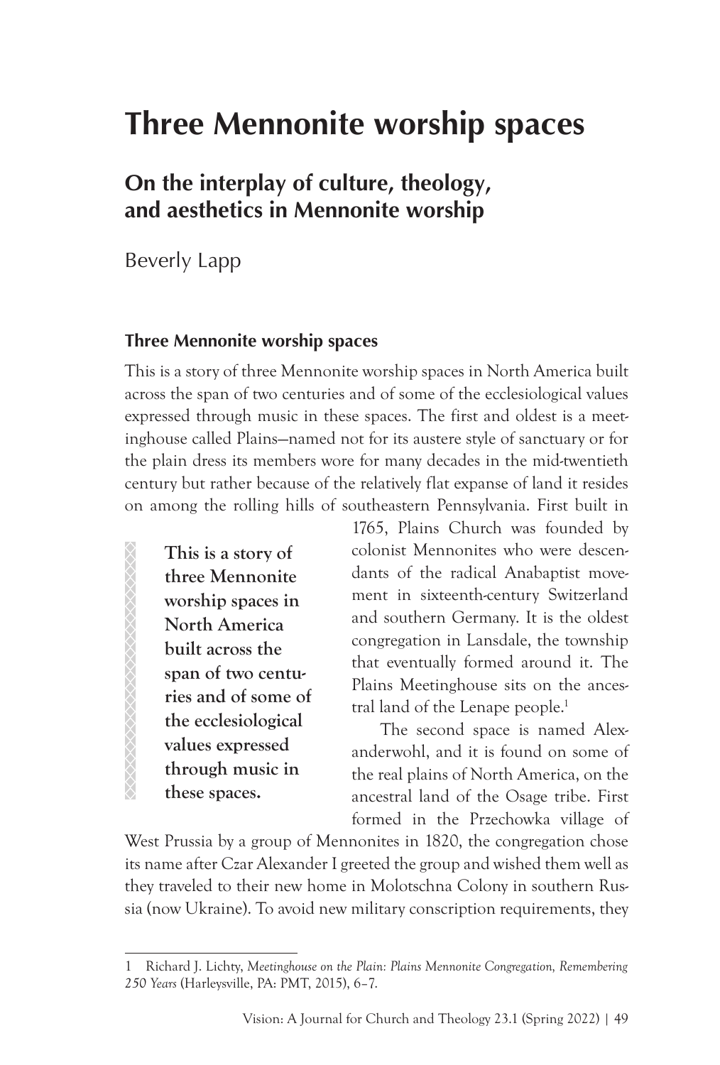# Three Mennonite worship spaces

## On the interplay of culture, theology, and aesthetics in Mennonite worship

Beverly Lapp

### Three Mennonite worship spaces

This is a story of three Mennonite worship spaces in North America built across the span of two centuries and of some of the ecclesiological values expressed through music in these spaces. The first and oldest is a meetinghouse called Plains—named not for its austere style of sanctuary or for the plain dress its members wore for many decades in the mid-twentieth century but rather because of the relatively flat expanse of land it resides on among the rolling hills of southeastern Pennsylvania. First built in 1765, Plains Church was founded by colonist Mennonites who were descendants of the radical Anabaptist movement in sixteenth-century Switzerland and southern Germany. It is the oldest congregation in Lansdale, the township that eventually formed around it. The Plains Meetinghouse sits on the ancestral land of the Lenape people.[1]

> **This is a story of three Mennonite worship spaces in North America built across the span of two centuries and of some of the ecclesiological values expressed through music in these spaces.**

The second space is named Alexanderwohl, and it is found on some of the real plains of North America, on the ancestral land of the Osage tribe. First formed in the Przechowka village of West Prussia by a group of Mennonites in 1820, the congregation chose its name after Czar Alexander I greeted the group and wished them well as they traveled to their new home in Molotschna Colony in southern Russia (now Ukraine). To avoid new military conscription requirements, they

---

1 Richard J. Lichty, *Meetinghouse on the Plain: Plains Mennonite Congregation, Remembering 250 Years* (Harleysville, PA: PMT, 2015), 6–7.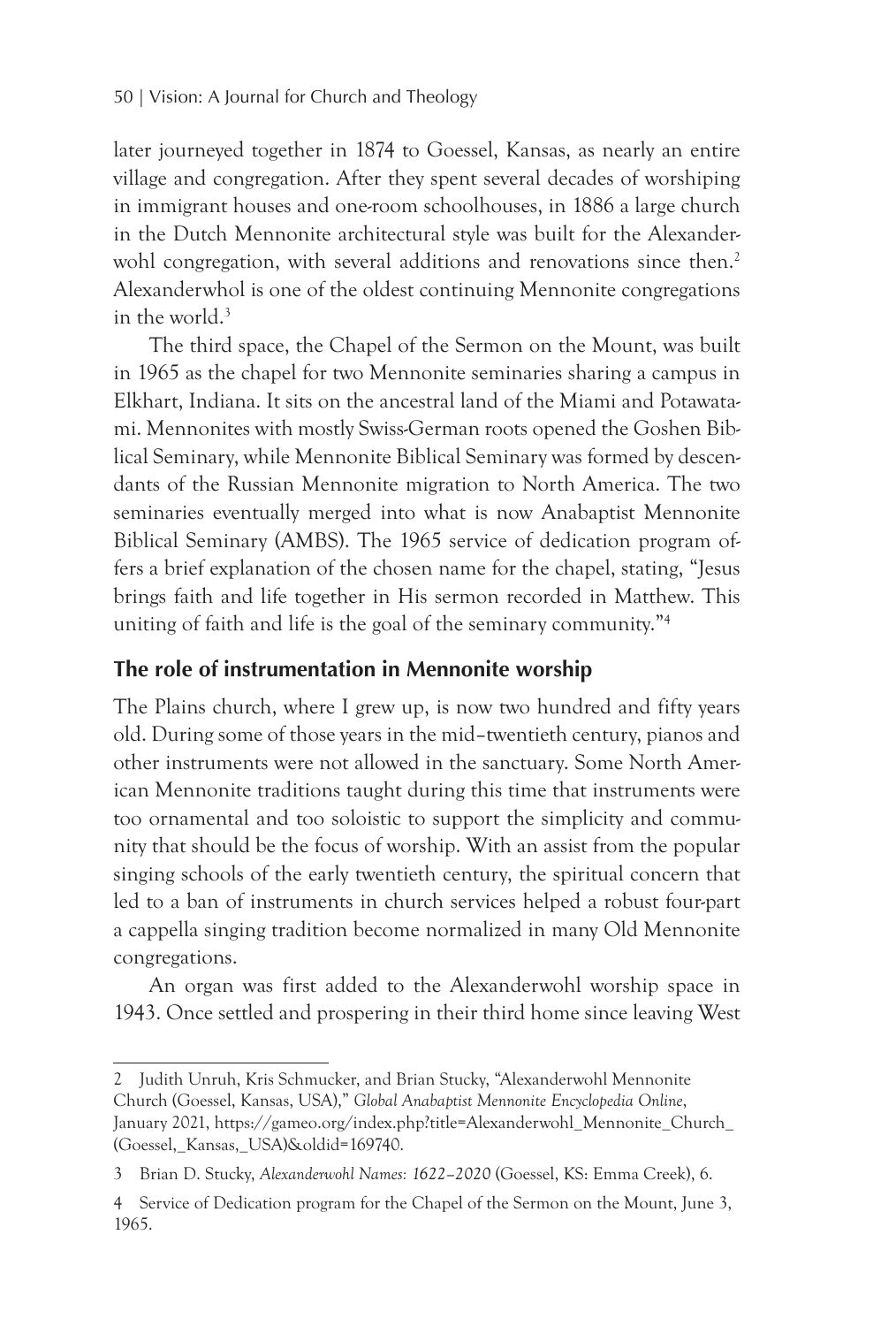later journeyed together in 1874 to Goessel, Kansas, as nearly an entire village and congregation. After they spent several decades of worshiping in immigrant houses and one-room schoolhouses, in 1886 a large church in the Dutch Mennonite architectural style was built for the Alexanderwohl congregation, with several additions and renovations since then.[2] Alexanderwhol is one of the oldest continuing Mennonite congregations in the world.[3]

The third space, the Chapel of the Sermon on the Mount, was built in 1965 as the chapel for two Mennonite seminaries sharing a campus in Elkhart, Indiana. It sits on the ancestral land of the Miami and Potawatami. Mennonites with mostly Swiss-German roots opened the Goshen Biblical Seminary, while Mennonite Biblical Seminary was formed by descendants of the Russian Mennonite migration to North America. The two seminaries eventually merged into what is now Anabaptist Mennonite Biblical Seminary (AMBS). The 1965 service of dedication program offers a brief explanation of the chosen name for the chapel, stating, "Jesus brings faith and life together in His sermon recorded in Matthew. This uniting of faith and life is the goal of the seminary community."[4]

## The role of instrumentation in Mennonite worship

The Plains church, where I grew up, is now two hundred and fifty years old. During some of those years in the mid–twentieth century, pianos and other instruments were not allowed in the sanctuary. Some North American Mennonite traditions taught during this time that instruments were too ornamental and too soloistic to support the simplicity and community that should be the focus of worship. With an assist from the popular singing schools of the early twentieth century, the spiritual concern that led to a ban of instruments in church services helped a robust four-part a cappella singing tradition become normalized in many Old Mennonite congregations.

An organ was first added to the Alexanderwohl worship space in 1943. Once settled and prospering in their third home since leaving West

---

2 Judith Unruh, Kris Schmucker, and Brian Stucky, "Alexanderwohl Mennonite Church (Goessel, Kansas, USA)," *Global Anabaptist Mennonite Encyclopedia Online*, January 2021, https://gameo.org/index.php?title=Alexanderwohl_Mennonite_Church_(Goessel,_Kansas,_USA)&oldid=169740.

3 Brian D. Stucky, *Alexanderwohl Names: 1622–2020* (Goessel, KS: Emma Creek), 6.

4 Service of Dedication program for the Chapel of the Sermon on the Mount, June 3, 1965.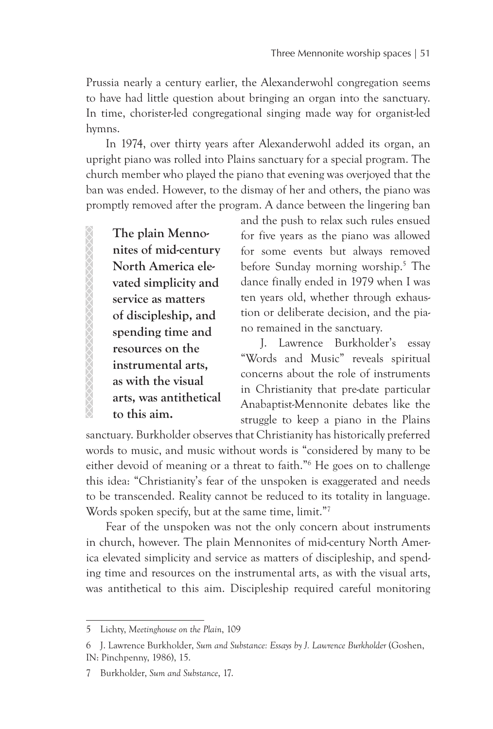Prussia nearly a century earlier, the Alexanderwohl congregation seems to have had little question about bringing an organ into the sanctuary. In time, chorister-led congregational singing made way for organist-led hymns.

In 1974, over thirty years after Alexanderwohl added its organ, an upright piano was rolled into Plains sanctuary for a special program. The church member who played the piano that evening was overjoyed that the ban was ended. However, to the dismay of her and others, the piano was promptly removed after the program. A dance between the lingering ban and the push to relax such rules ensued for five years as the piano was allowed for some events but always removed before Sunday morning worship.[5] The dance finally ended in 1979 when I was ten years old, whether through exhaustion or deliberate decision, and the piano remained in the sanctuary.

> **The plain Mennonites of mid-century North America elevated simplicity and service as matters of discipleship, and spending time and resources on the instrumental arts, as with the visual arts, was antithetical to this aim.**

J. Lawrence Burkholder's essay "Words and Music" reveals spiritual concerns about the role of instruments in Christianity that pre-date particular Anabaptist-Mennonite debates like the struggle to keep a piano in the Plains sanctuary. Burkholder observes that Christianity has historically preferred words to music, and music without words is "considered by many to be either devoid of meaning or a threat to faith."[6] He goes on to challenge this idea: "Christianity's fear of the unspoken is exaggerated and needs to be transcended. Reality cannot be reduced to its totality in language. Words spoken specify, but at the same time, limit."[7]

Fear of the unspoken was not the only concern about instruments in church, however. The plain Mennonites of mid-century North America elevated simplicity and service as matters of discipleship, and spending time and resources on the instrumental arts, as with the visual arts, was antithetical to this aim. Discipleship required careful monitoring

---

5 Lichty, *Meetinghouse on the Plain*, 109

6 J. Lawrence Burkholder, *Sum and Substance: Essays by J. Lawrence Burkholder* (Goshen, IN: Pinchpenny, 1986), 15.

7 Burkholder, *Sum and Substance*, 17.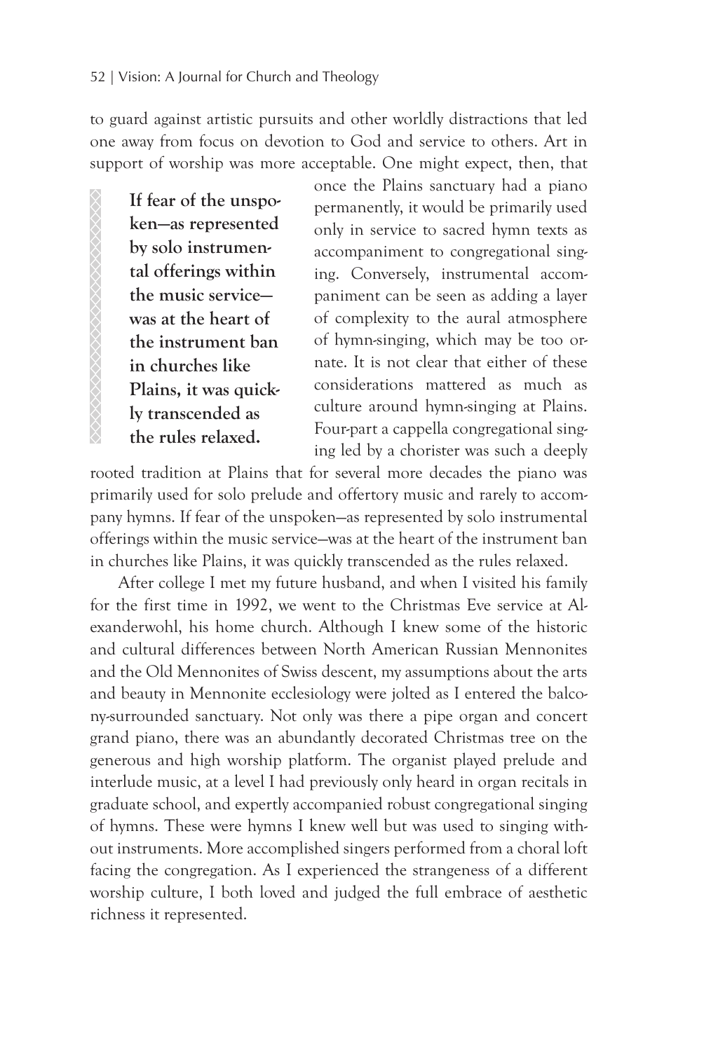to guard against artistic pursuits and other worldly distractions that led one away from focus on devotion to God and service to others. Art in support of worship was more acceptable. One might expect, then, that once the Plains sanctuary had a piano permanently, it would be primarily used only in service to sacred hymn texts as accompaniment to congregational singing. Conversely, instrumental accompaniment can be seen as adding a layer of complexity to the aural atmosphere of hymn-singing, which may be too ornate. It is not clear that either of these considerations mattered as much as culture around hymn-singing at Plains. Four-part a cappella congregational singing led by a chorister was such a deeply rooted tradition at Plains that for several more decades the piano was primarily used for solo prelude and offertory music and rarely to accompany hymns. If fear of the unspoken—as represented by solo instrumental offerings within the music service—was at the heart of the instrument ban in churches like Plains, it was quickly transcended as the rules relaxed.

> **If fear of the unspoken—as represented by solo instrumental offerings within the music service—was at the heart of the instrument ban in churches like Plains, it was quickly transcended as the rules relaxed.**

After college I met my future husband, and when I visited his family for the first time in 1992, we went to the Christmas Eve service at Alexanderwohl, his home church. Although I knew some of the historic and cultural differences between North American Russian Mennonites and the Old Mennonites of Swiss descent, my assumptions about the arts and beauty in Mennonite ecclesiology were jolted as I entered the balcony-surrounded sanctuary. Not only was there a pipe organ and concert grand piano, there was an abundantly decorated Christmas tree on the generous and high worship platform. The organist played prelude and interlude music, at a level I had previously only heard in organ recitals in graduate school, and expertly accompanied robust congregational singing of hymns. These were hymns I knew well but was used to singing without instruments. More accomplished singers performed from a choral loft facing the congregation. As I experienced the strangeness of a different worship culture, I both loved and judged the full embrace of aesthetic richness it represented.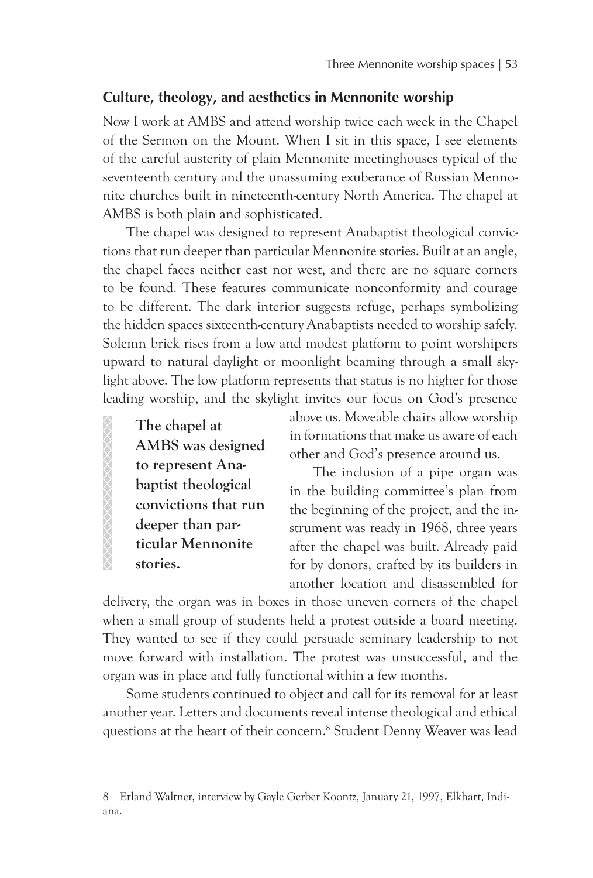## Culture, theology, and aesthetics in Mennonite worship

Now I work at AMBS and attend worship twice each week in the Chapel of the Sermon on the Mount. When I sit in this space, I see elements of the careful austerity of plain Mennonite meetinghouses typical of the seventeenth century and the unassuming exuberance of Russian Mennonite churches built in nineteenth-century North America. The chapel at AMBS is both plain and sophisticated.

The chapel was designed to represent Anabaptist theological convictions that run deeper than particular Mennonite stories. Built at an angle, the chapel faces neither east nor west, and there are no square corners to be found. These features communicate nonconformity and courage to be different. The dark interior suggests refuge, perhaps symbolizing the hidden spaces sixteenth-century Anabaptists needed to worship safely. Solemn brick rises from a low and modest platform to point worshipers upward to natural daylight or moonlight beaming through a small skylight above. The low platform represents that status is no higher for those leading worship, and the skylight invites our focus on God's presence above us. Moveable chairs allow worship in formations that make us aware of each other and God's presence around us.

> **The chapel at AMBS was designed to represent Anabaptist theological convictions that run deeper than particular Mennonite stories.**

The inclusion of a pipe organ was in the building committee's plan from the beginning of the project, and the instrument was ready in 1968, three years after the chapel was built. Already paid for by donors, crafted by its builders in another location and disassembled for delivery, the organ was in boxes in those uneven corners of the chapel when a small group of students held a protest outside a board meeting. They wanted to see if they could persuade seminary leadership to not move forward with installation. The protest was unsuccessful, and the organ was in place and fully functional within a few months.

Some students continued to object and call for its removal for at least another year. Letters and documents reveal intense theological and ethical questions at the heart of their concern.[8] Student Denny Weaver was lead

---

8 Erland Waltner, interview by Gayle Gerber Koontz, January 21, 1997, Elkhart, Indiana.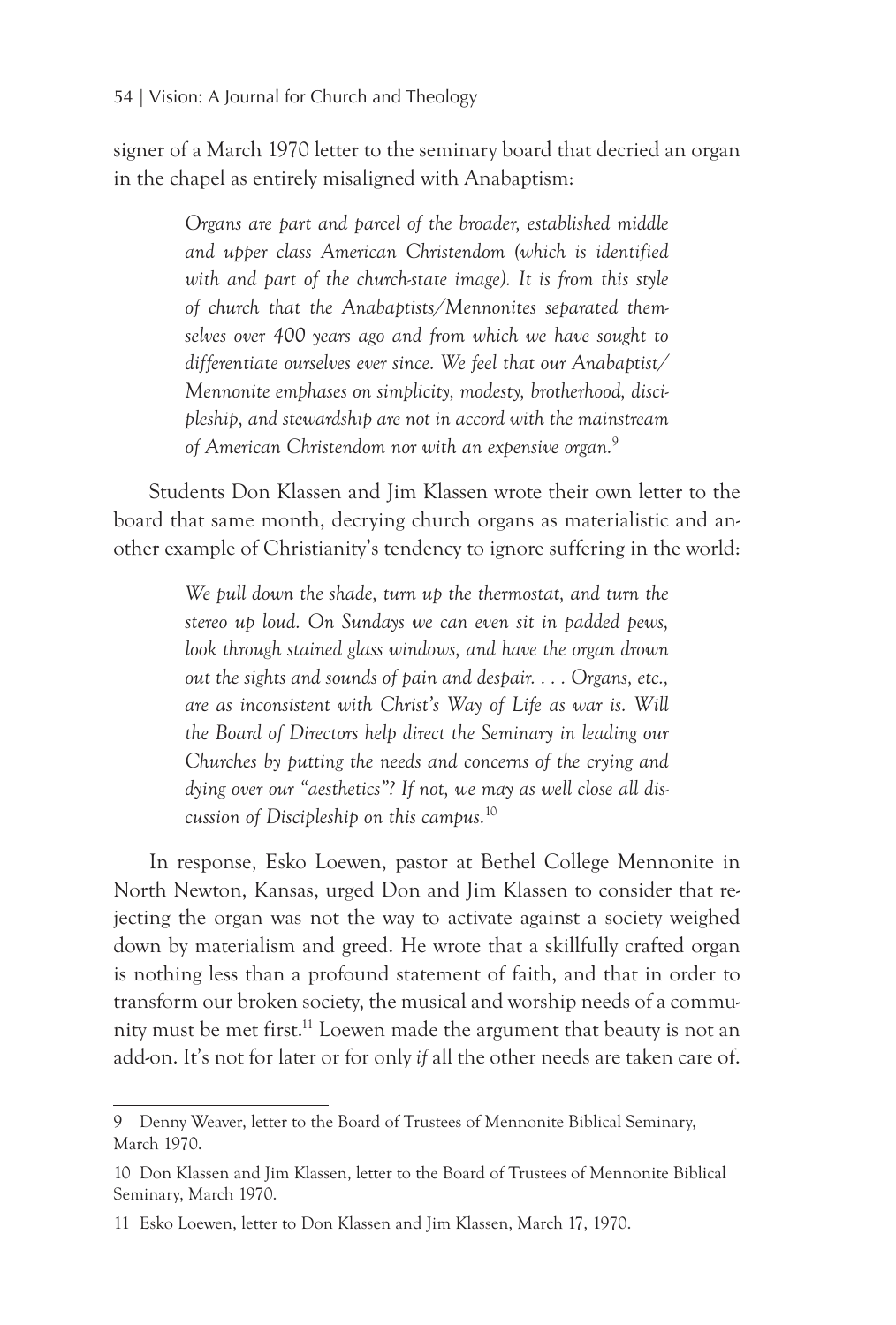signer of a March 1970 letter to the seminary board that decried an organ in the chapel as entirely misaligned with Anabaptism:

> *Organs are part and parcel of the broader, established middle and upper class American Christendom (which is identified with and part of the church-state image). It is from this style of church that the Anabaptists/Mennonites separated themselves over 400 years ago and from which we have sought to differentiate ourselves ever since. We feel that our Anabaptist/Mennonite emphases on simplicity, modesty, brotherhood, discipleship, and stewardship are not in accord with the mainstream of American Christendom nor with an expensive organ.*[9]

Students Don Klassen and Jim Klassen wrote their own letter to the board that same month, decrying church organs as materialistic and another example of Christianity's tendency to ignore suffering in the world:

> *We pull down the shade, turn up the thermostat, and turn the stereo up loud. On Sundays we can even sit in padded pews, look through stained glass windows, and have the organ drown out the sights and sounds of pain and despair. . . . Organs, etc., are as inconsistent with Christ's Way of Life as war is. Will the Board of Directors help direct the Seminary in leading our Churches by putting the needs and concerns of the crying and dying over our "aesthetics"? If not, we may as well close all discussion of Discipleship on this campus.*[10]

In response, Esko Loewen, pastor at Bethel College Mennonite in North Newton, Kansas, urged Don and Jim Klassen to consider that rejecting the organ was not the way to activate against a society weighed down by materialism and greed. He wrote that a skillfully crafted organ is nothing less than a profound statement of faith, and that in order to transform our broken society, the musical and worship needs of a community must be met first.[11] Loewen made the argument that beauty is not an add-on. It's not for later or for only *if* all the other needs are taken care of.

---

9 Denny Weaver, letter to the Board of Trustees of Mennonite Biblical Seminary, March 1970.

10 Don Klassen and Jim Klassen, letter to the Board of Trustees of Mennonite Biblical Seminary, March 1970.

11 Esko Loewen, letter to Don Klassen and Jim Klassen, March 17, 1970.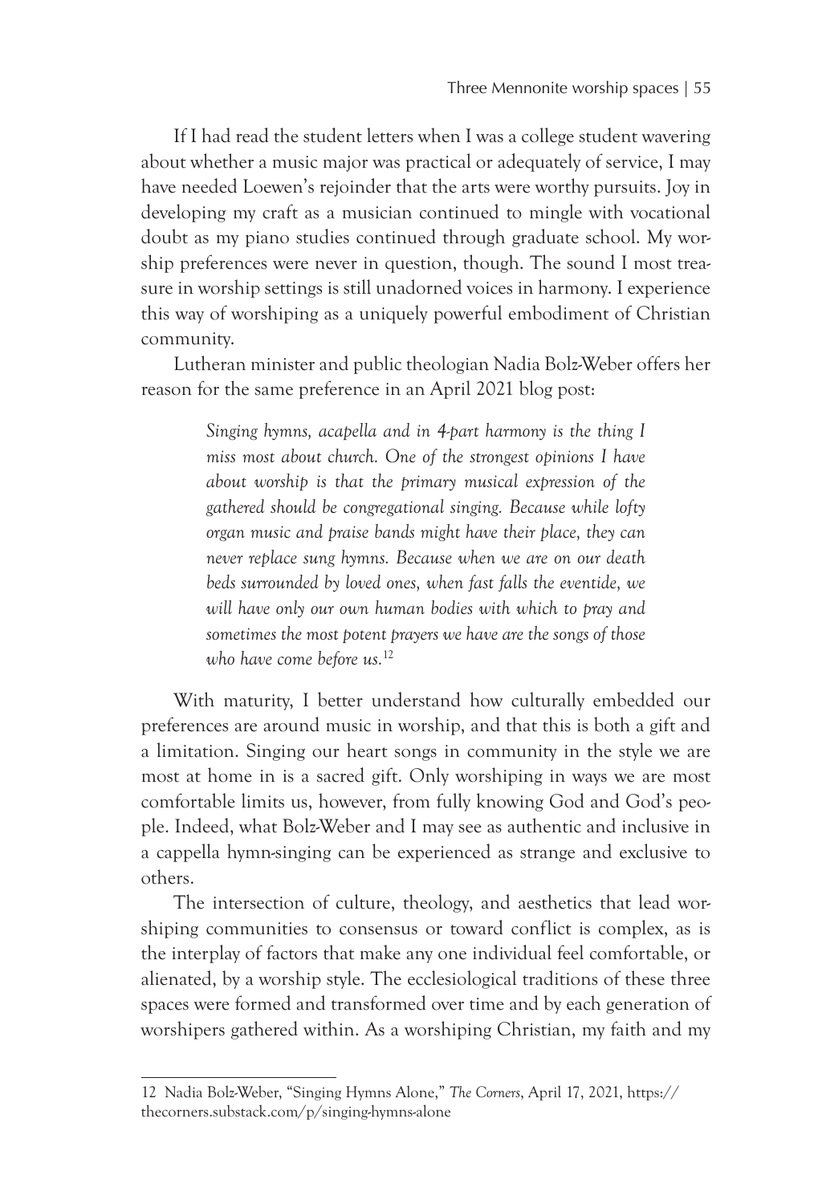If I had read the student letters when I was a college student wavering about whether a music major was practical or adequately of service, I may have needed Loewen's rejoinder that the arts were worthy pursuits. Joy in developing my craft as a musician continued to mingle with vocational doubt as my piano studies continued through graduate school. My worship preferences were never in question, though. The sound I most treasure in worship settings is still unadorned voices in harmony. I experience this way of worshiping as a uniquely powerful embodiment of Christian community.

Lutheran minister and public theologian Nadia Bolz-Weber offers her reason for the same preference in an April 2021 blog post:

> *Singing hymns, acapella and in 4-part harmony is the thing I miss most about church. One of the strongest opinions I have about worship is that the primary musical expression of the gathered should be congregational singing. Because while lofty organ music and praise bands might have their place, they can never replace sung hymns. Because when we are on our death beds surrounded by loved ones, when fast falls the eventide, we will have only our own human bodies with which to pray and sometimes the most potent prayers we have are the songs of those who have come before us.*[12]

With maturity, I better understand how culturally embedded our preferences are around music in worship, and that this is both a gift and a limitation. Singing our heart songs in community in the style we are most at home in is a sacred gift. Only worshiping in ways we are most comfortable limits us, however, from fully knowing God and God's people. Indeed, what Bolz-Weber and I may see as authentic and inclusive in a cappella hymn-singing can be experienced as strange and exclusive to others.

The intersection of culture, theology, and aesthetics that lead worshiping communities to consensus or toward conflict is complex, as is the interplay of factors that make any one individual feel comfortable, or alienated, by a worship style. The ecclesiological traditions of these three spaces were formed and transformed over time and by each generation of worshipers gathered within. As a worshiping Christian, my faith and my

---

12 Nadia Bolz-Weber, "Singing Hymns Alone," *The Corners*, April 17, 2021, https://thecorners.substack.com/p/singing-hymns-alone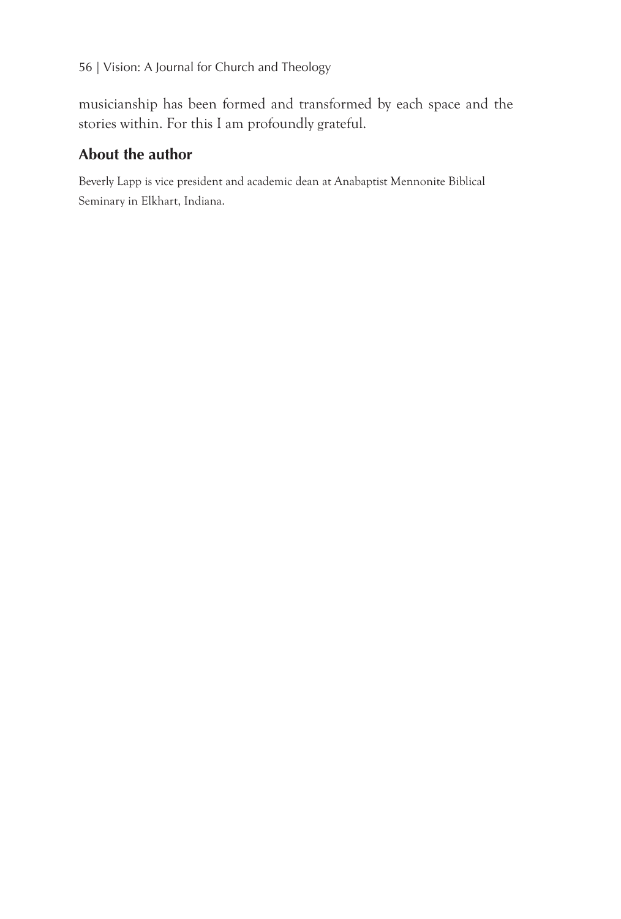musicianship has been formed and transformed by each space and the stories within. For this I am profoundly grateful.

## About the author

Beverly Lapp is vice president and academic dean at Anabaptist Mennonite Biblical Seminary in Elkhart, Indiana.